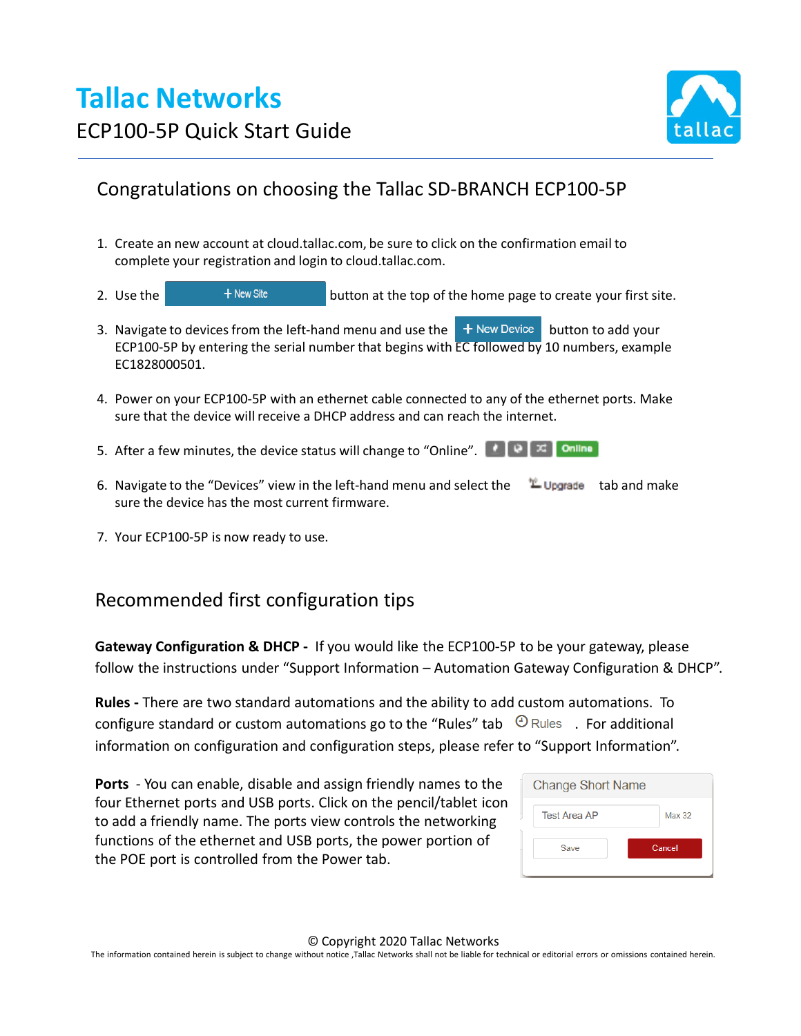# Tallac Networks

## ECP100-5P Quick Start Guide

## Congratulations on choosing the Tallac SD-BRANCH ECP100-5P

1. Create an new account at cloud.tallac.com, be sure to click on the confirmation email to complete your registration and login to cloud.tallac.com.
2. Use the **+ New Site** button at the top of the home page to create your first site.
3. Navigate to devices from the left-hand menu and use the **+ New Device** button to add your ECP100-5P by entering the serial number that begins with EC followed by 10 numbers, example EC1828000501.
4. Power on your ECP100-5P with an ethernet cable connected to any of the ethernet ports. Make sure that the device will receive a DHCP address and can reach the internet.
5. After a few minutes, the device status will change to "Online". **Online**
6. Navigate to the "Devices" view in the left-hand menu and select the **Upgrade** tab and make sure the device has the most current firmware.
7. Your ECP100-5P is now ready to use.

## Recommended first configuration tips

**Gateway Configuration & DHCP -** If you would like the ECP100-5P to be your gateway, please follow the instructions under "Support Information – Automation Gateway Configuration & DHCP".

**Rules -** There are two standard automations and the ability to add custom automations. To configure standard or custom automations go to the "Rules" tab **Rules**. For additional information on configuration and configuration steps, please refer to "Support Information".

**Ports** - You can enable, disable and assign friendly names to the four Ethernet ports and USB ports. Click on the pencil/tablet icon to add a friendly name. The ports view controls the networking functions of the ethernet and USB ports, the power portion of the POE port is controlled from the Power tab.

Change Short Name

Test Area AP — Max 32

Save | Cancel

© Copyright 2020 Tallac Networks

The information contained herein is subject to change without notice ,Tallac Networks shall not be liable for technical or editorial errors or omissions contained herein.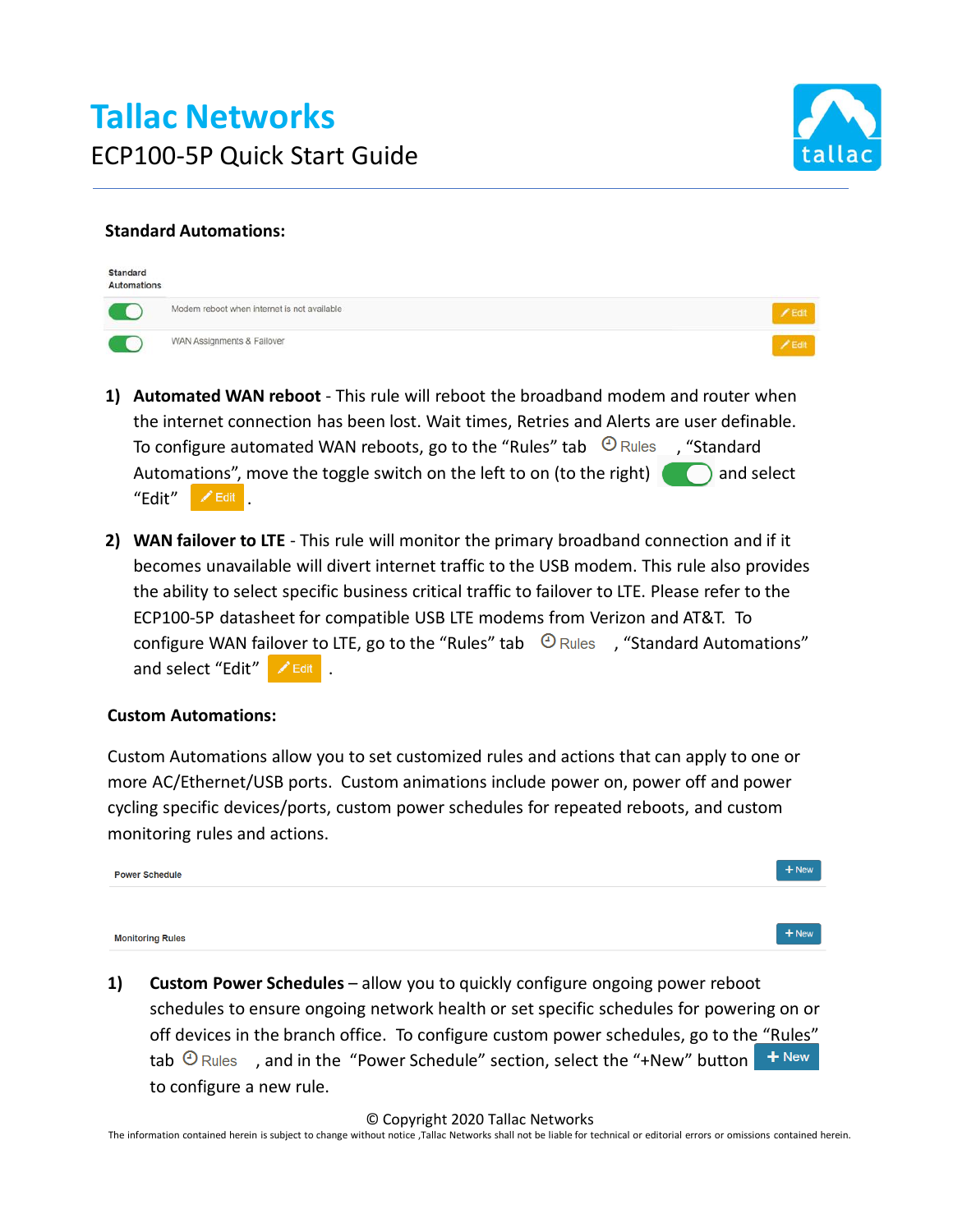# Tallac Networks

ECP100-5P Quick Start Guide

**Standard Automations:**

| Standard Automations | | |
|---|---|---|
| On | Modem reboot when internet is not available | Edit |
| On | WAN Assignments & Failover | Edit |

1) **Automated WAN reboot** - This rule will reboot the broadband modem and router when the internet connection has been lost. Wait times, Retries and Alerts are user definable. To configure automated WAN reboots, go to the "Rules" tab Rules, "Standard Automations", move the toggle switch on the left to on (to the right) and select "Edit" Edit.

2) **WAN failover to LTE** - This rule will monitor the primary broadband connection and if it becomes unavailable will divert internet traffic to the USB modem. This rule also provides the ability to select specific business critical traffic to failover to LTE. Please refer to the ECP100-5P datasheet for compatible USB LTE modems from Verizon and AT&T. To configure WAN failover to LTE, go to the "Rules" tab Rules, "Standard Automations" and select "Edit" Edit.

**Custom Automations:**

Custom Automations allow you to set customized rules and actions that can apply to one or more AC/Ethernet/USB ports. Custom animations include power on, power off and power cycling specific devices/ports, custom power schedules for repeated reboots, and custom monitoring rules and actions.

| | |
|---|---|
| Power Schedule | + New |
| Monitoring Rules | + New |

1) **Custom Power Schedules** – allow you to quickly configure ongoing power reboot schedules to ensure ongoing network health or set specific schedules for powering on or off devices in the branch office. To configure custom power schedules, go to the "Rules" tab Rules, and in the "Power Schedule" section, select the "+New" button + New to configure a new rule.

© Copyright 2020 Tallac Networks

The information contained herein is subject to change without notice ,Tallac Networks shall not be liable for technical or editorial errors or omissions contained herein.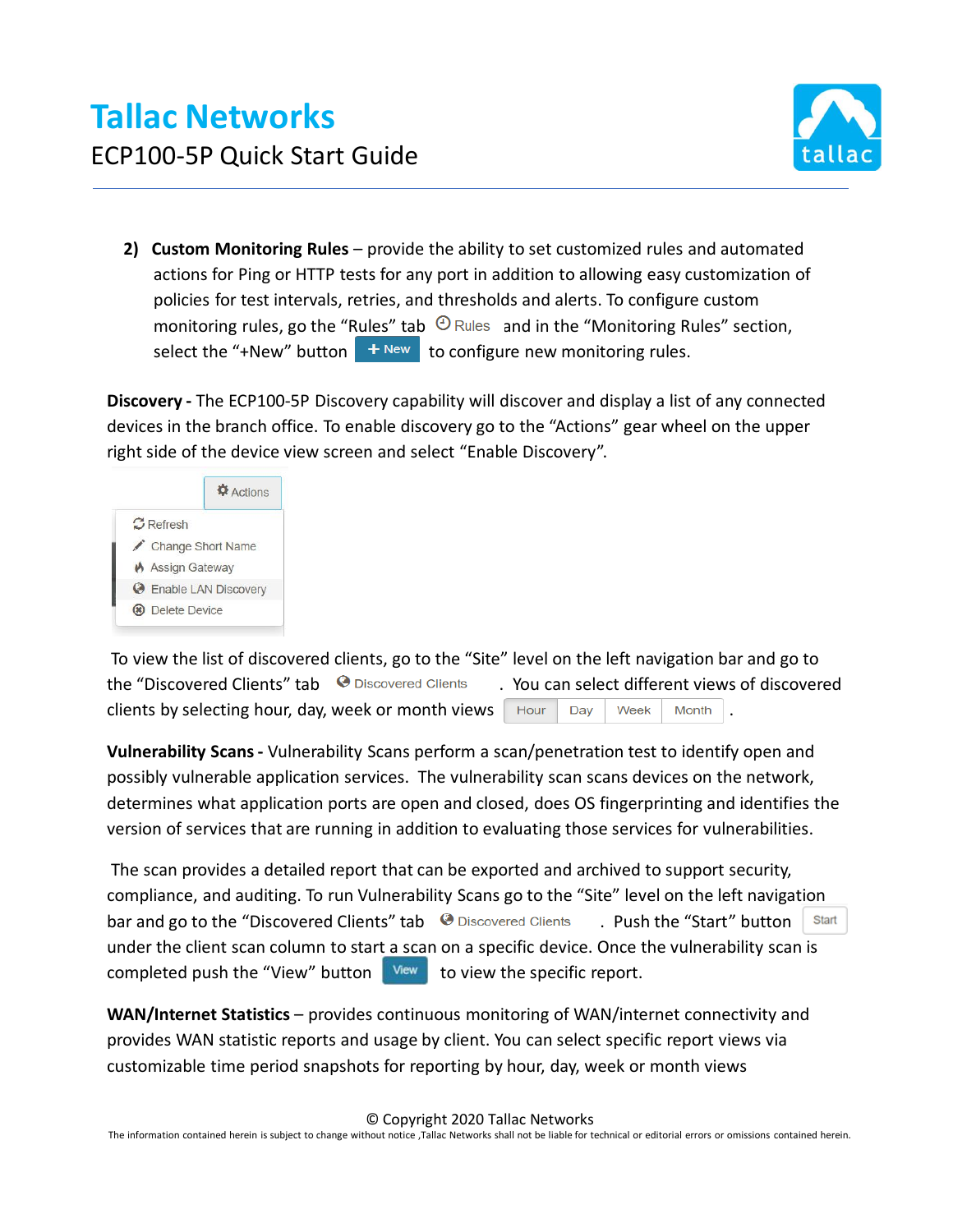2) **Custom Monitoring Rules** – provide the ability to set customized rules and automated actions for Ping or HTTP tests for any port in addition to allowing easy customization of policies for test intervals, retries, and thresholds and alerts. To configure custom monitoring rules, go the “Rules” tab Rules and in the “Monitoring Rules” section, select the “+New” button + New to configure new monitoring rules.

**Discovery -** The ECP100-5P Discovery capability will discover and display a list of any connected devices in the branch office. To enable discovery go to the “Actions” gear wheel on the upper right side of the device view screen and select “Enable Discovery”.

Actions
- Refresh
- Change Short Name
- Assign Gateway
- Enable LAN Discovery
- Delete Device

To view the list of discovered clients, go to the “Site” level on the left navigation bar and go to the “Discovered Clients” tab Discovered Clients . You can select different views of discovered clients by selecting hour, day, week or month views Hour Day Week Month .

**Vulnerability Scans -** Vulnerability Scans perform a scan/penetration test to identify open and possibly vulnerable application services. The vulnerability scan scans devices on the network, determines what application ports are open and closed, does OS fingerprinting and identifies the version of services that are running in addition to evaluating those services for vulnerabilities.

The scan provides a detailed report that can be exported and archived to support security, compliance, and auditing. To run Vulnerability Scans go to the “Site” level on the left navigation bar and go to the “Discovered Clients” tab Discovered Clients . Push the “Start” button Start under the client scan column to start a scan on a specific device. Once the vulnerability scan is completed push the “View” button View to view the specific report.

**WAN/Internet Statistics** – provides continuous monitoring of WAN/internet connectivity and provides WAN statistic reports and usage by client. You can select specific report views via customizable time period snapshots for reporting by hour, day, week or month views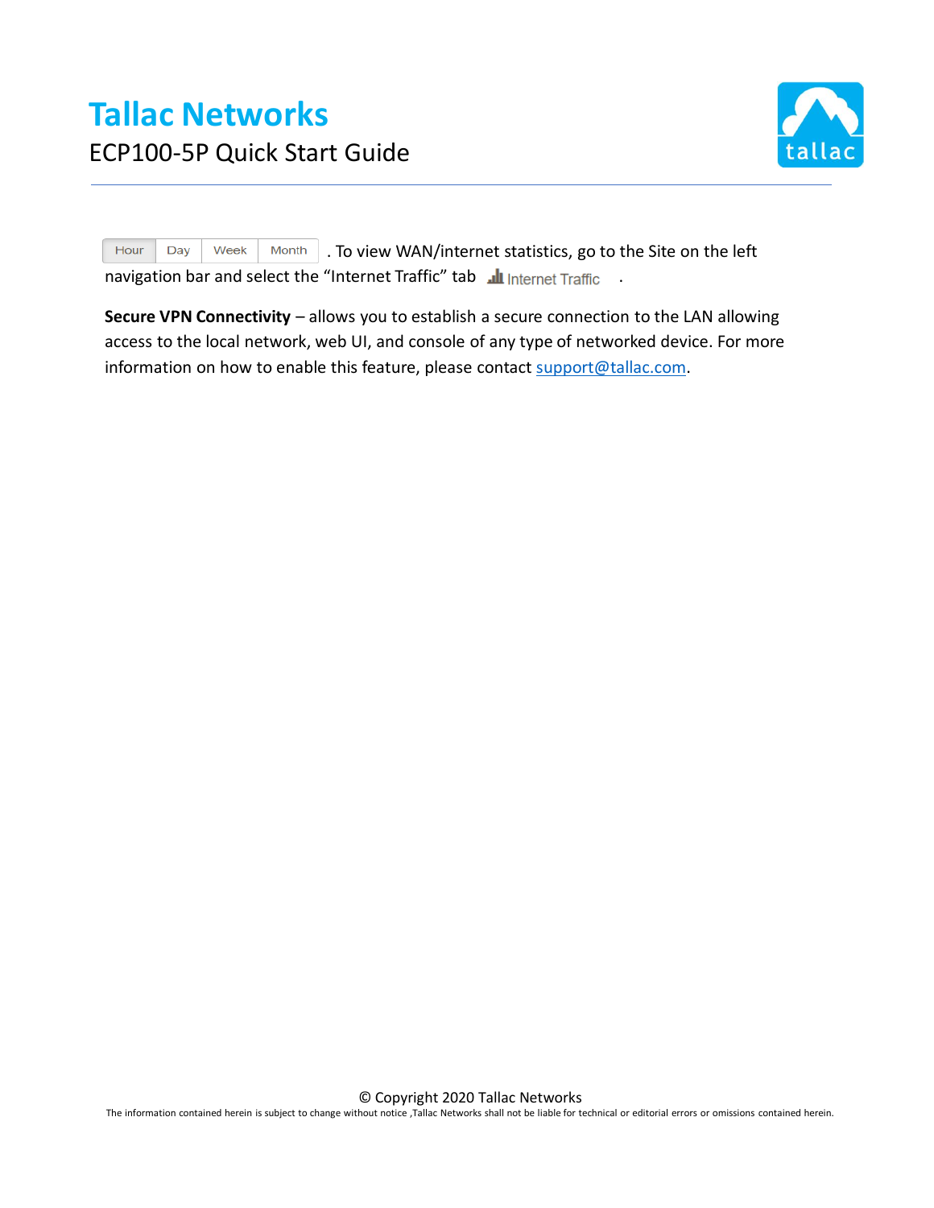Hour | Day | Week | Month . To view WAN/internet statistics, go to the Site on the left navigation bar and select the "Internet Traffic" tab Internet Traffic .

**Secure VPN Connectivity** – allows you to establish a secure connection to the LAN allowing access to the local network, web UI, and console of any type of networked device. For more information on how to enable this feature, please contact support@tallac.com.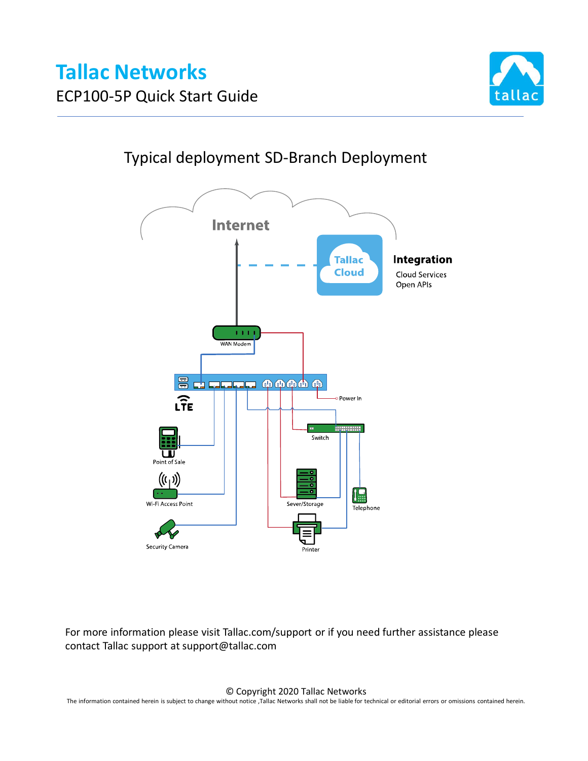# Tallac Networks

ECP100-5P Quick Start Guide

## Typical deployment SD-Branch Deployment

Internet

Tallac Cloud

Integration

Cloud Services

Open APIs

WAN Modem

LTE

Power In

Switch

Point of Sale

Wi-Fi Access Point

Sever/Storage

Telephone

Security Camera

Printer

For more information please visit Tallac.com/support or if you need further assistance please contact Tallac support at support@tallac.com

© Copyright 2020 Tallac Networks

The information contained herein is subject to change without notice ,Tallac Networks shall not be liable for technical or editorial errors or omissions contained herein.